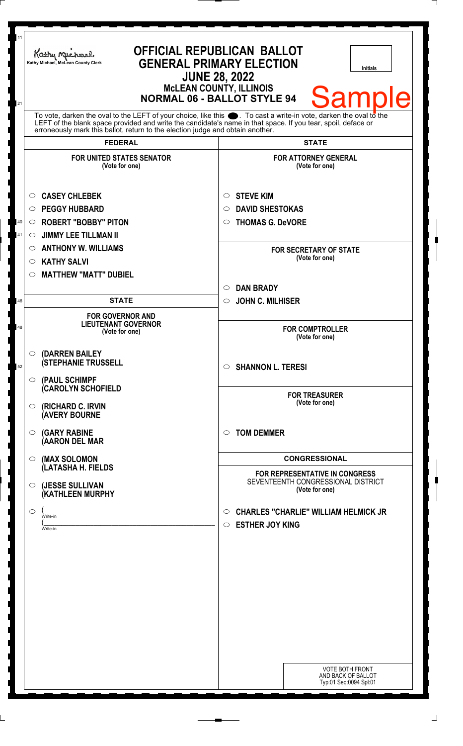Kathy Michael, McLean County Clerk

# OFFICIAL REPUBLICAN BALLOT
## GENERAL PRIMARY ELECTION
### JUNE 28, 2022
### McLEAN COUNTY, ILLINOIS
### NORMAL 06 - BALLOT STYLE 94

Initials

Sample

To vote, darken the oval to the LEFT of your choice, like this ⬤. To cast a write-in vote, darken the oval to the LEFT of the blank space provided and write the candidate's name in that space. If you tear, spoil, deface or erroneously mark this ballot, return to the election judge and obtain another.

## FEDERAL

**FOR UNITED STATES SENATOR**
(Vote for one)

- ○ CASEY CHLEBEK
- ○ PEGGY HUBBARD
- ○ ROBERT "BOBBY" PITON
- ○ JIMMY LEE TILLMAN II
- ○ ANTHONY W. WILLIAMS
- ○ KATHY SALVI
- ○ MATTHEW "MATT" DUBIEL

## STATE

**FOR GOVERNOR AND LIEUTENANT GOVERNOR**
(Vote for one)

- ○ (DARREN BAILEY (STEPHANIE TRUSSELL
- ○ (PAUL SCHIMPF (CAROLYN SCHOFIELD
- ○ (RICHARD C. IRVIN (AVERY BOURNE
- ○ (GARY RABINE (AARON DEL MAR
- ○ (MAX SOLOMON (LATASHA H. FIELDS
- ○ (JESSE SULLIVAN (KATHLEEN MURPHY
- ○ (\_\_\_\_\_\_\_\_\_\_ Write-in (\_\_\_\_\_\_\_\_\_\_ Write-in

## STATE

**FOR ATTORNEY GENERAL**
(Vote for one)

- ○ STEVE KIM
- ○ DAVID SHESTOKAS
- ○ THOMAS G. DeVORE

**FOR SECRETARY OF STATE**
(Vote for one)

- ○ DAN BRADY
- ○ JOHN C. MILHISER

**FOR COMPTROLLER**
(Vote for one)

- ○ SHANNON L. TERESI

**FOR TREASURER**
(Vote for one)

- ○ TOM DEMMER

## CONGRESSIONAL

**FOR REPRESENTATIVE IN CONGRESS**
SEVENTEENTH CONGRESSIONAL DISTRICT
(Vote for one)

- ○ CHARLES "CHARLIE" WILLIAM HELMICK JR
- ○ ESTHER JOY KING

VOTE BOTH FRONT AND BACK OF BALLOT
Typ:01 Seq:0094 Spl:01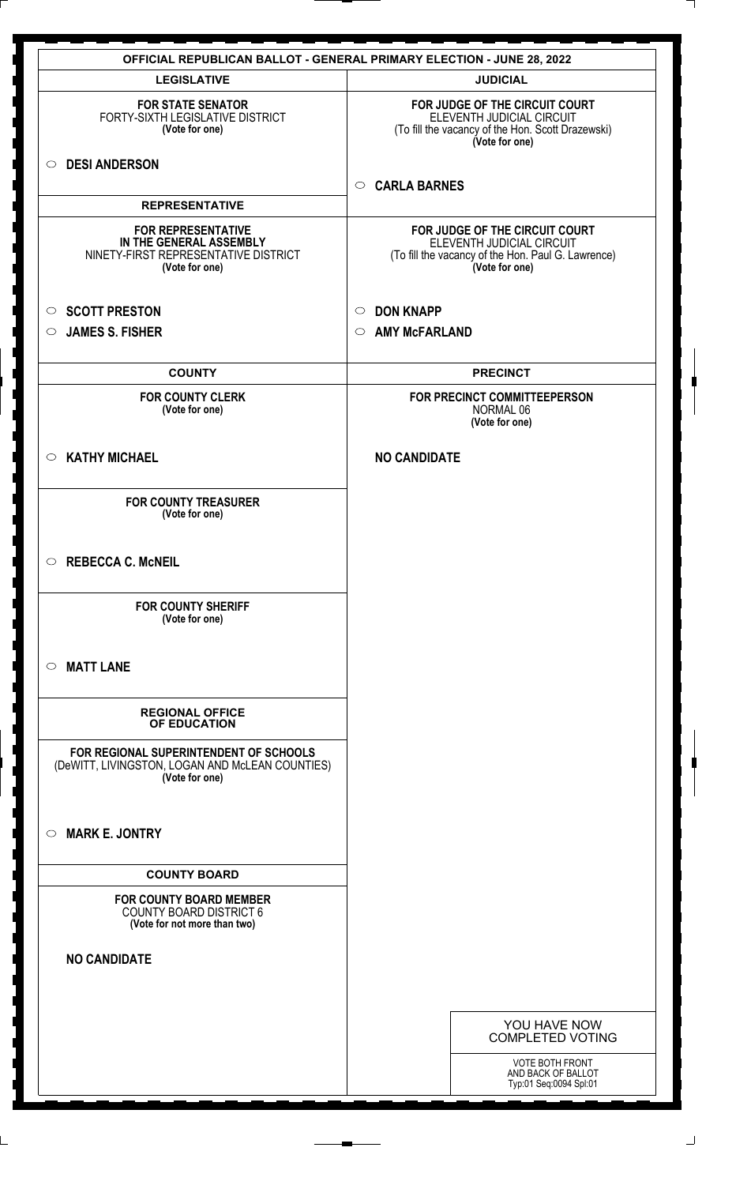# OFFICIAL REPUBLICAN BALLOT - GENERAL PRIMARY ELECTION - JUNE 28, 2022

## LEGISLATIVE

**FOR STATE SENATOR**
FORTY-SIXTH LEGISLATIVE DISTRICT
**(Vote for one)**

○ **DESI ANDERSON**

## REPRESENTATIVE

**FOR REPRESENTATIVE IN THE GENERAL ASSEMBLY**
NINETY-FIRST REPRESENTATIVE DISTRICT
**(Vote for one)**

○ **SCOTT PRESTON**
○ **JAMES S. FISHER**

## COUNTY

**FOR COUNTY CLERK**
**(Vote for one)**

○ **KATHY MICHAEL**

**FOR COUNTY TREASURER**
**(Vote for one)**

○ **REBECCA C. McNEIL**

**FOR COUNTY SHERIFF**
**(Vote for one)**

○ **MATT LANE**

## REGIONAL OFFICE OF EDUCATION

**FOR REGIONAL SUPERINTENDENT OF SCHOOLS**
(DeWITT, LIVINGSTON, LOGAN AND McLEAN COUNTIES)
**(Vote for one)**

○ **MARK E. JONTRY**

## COUNTY BOARD

**FOR COUNTY BOARD MEMBER**
COUNTY BOARD DISTRICT 6
**(Vote for not more than two)**

**NO CANDIDATE**

## JUDICIAL

**FOR JUDGE OF THE CIRCUIT COURT**
ELEVENTH JUDICIAL CIRCUIT
(To fill the vacancy of the Hon. Scott Drazewski)
**(Vote for one)**

○ **CARLA BARNES**

**FOR JUDGE OF THE CIRCUIT COURT**
ELEVENTH JUDICIAL CIRCUIT
(To fill the vacancy of the Hon. Paul G. Lawrence)
**(Vote for one)**

○ **DON KNAPP**
○ **AMY McFARLAND**

## PRECINCT

**FOR PRECINCT COMMITTEEPERSON**
NORMAL 06
**(Vote for one)**

**NO CANDIDATE**

YOU HAVE NOW COMPLETED VOTING

VOTE BOTH FRONT AND BACK OF BALLOT
Typ:01 Seq:0094 Spl:01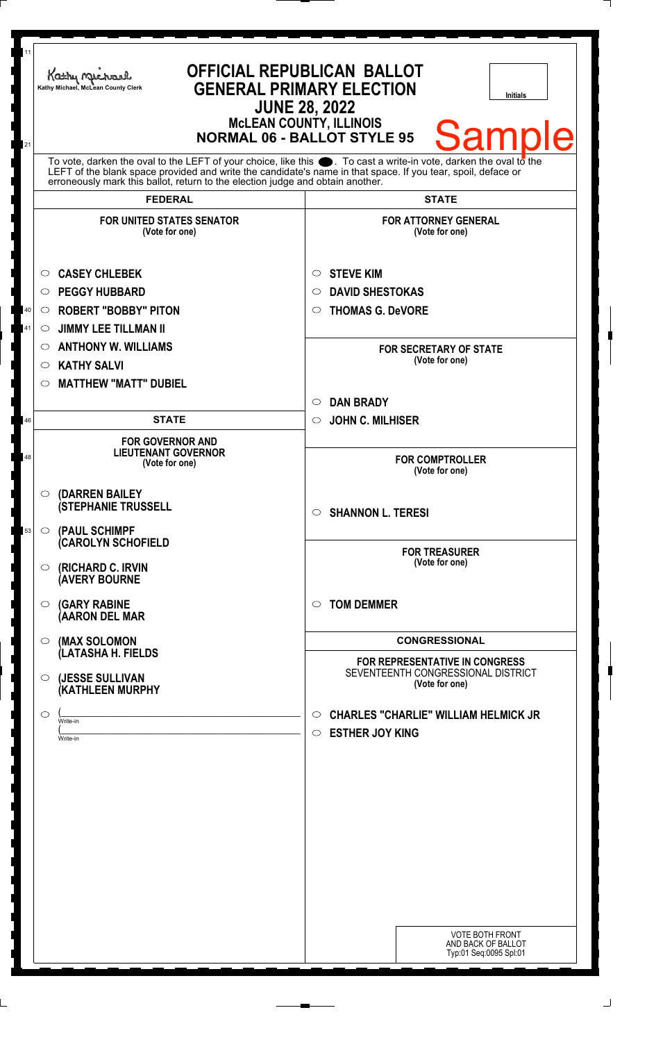Kathy Michael, McLean County Clerk

# OFFICIAL REPUBLICAN BALLOT
## GENERAL PRIMARY ELECTION
## JUNE 28, 2022
### McLEAN COUNTY, ILLINOIS
### NORMAL 06 - BALLOT STYLE 95

Initials

Sample

To vote, darken the oval to the LEFT of your choice, like this ⬤. To cast a write-in vote, darken the oval to the LEFT of the blank space provided and write the candidate's name in that space. If you tear, spoil, deface or erroneously mark this ballot, return to the election judge and obtain another.

## FEDERAL

**FOR UNITED STATES SENATOR**
(Vote for one)

- ○ **CASEY CHLEBEK**
- ○ **PEGGY HUBBARD**
- ○ **ROBERT "BOBBY" PITON**
- ○ **JIMMY LEE TILLMAN II**
- ○ **ANTHONY W. WILLIAMS**
- ○ **KATHY SALVI**
- ○ **MATTHEW "MATT" DUBIEL**

## STATE

**FOR GOVERNOR AND LIEUTENANT GOVERNOR**
(Vote for one)

- ○ **(DARREN BAILEY (STEPHANIE TRUSSELL**
- ○ **(PAUL SCHIMPF (CAROLYN SCHOFIELD**
- ○ **(RICHARD C. IRVIN (AVERY BOURNE**
- ○ **(GARY RABINE (AARON DEL MAR**
- ○ **(MAX SOLOMON (LATASHA H. FIELDS**
- ○ **(JESSE SULLIVAN (KATHLEEN MURPHY**
- ○ (______________________ Write-in
  (______________________ Write-in

## STATE

**FOR ATTORNEY GENERAL**
(Vote for one)

- ○ **STEVE KIM**
- ○ **DAVID SHESTOKAS**
- ○ **THOMAS G. DeVORE**

**FOR SECRETARY OF STATE**
(Vote for one)

- ○ **DAN BRADY**
- ○ **JOHN C. MILHISER**

**FOR COMPTROLLER**
(Vote for one)

- ○ **SHANNON L. TERESI**

**FOR TREASURER**
(Vote for one)

- ○ **TOM DEMMER**

## CONGRESSIONAL

**FOR REPRESENTATIVE IN CONGRESS**
SEVENTEENTH CONGRESSIONAL DISTRICT
(Vote for one)

- ○ **CHARLES "CHARLIE" WILLIAM HELMICK JR**
- ○ **ESTHER JOY KING**

VOTE BOTH FRONT AND BACK OF BALLOT
Typ:01 Seq:0095 Spl:01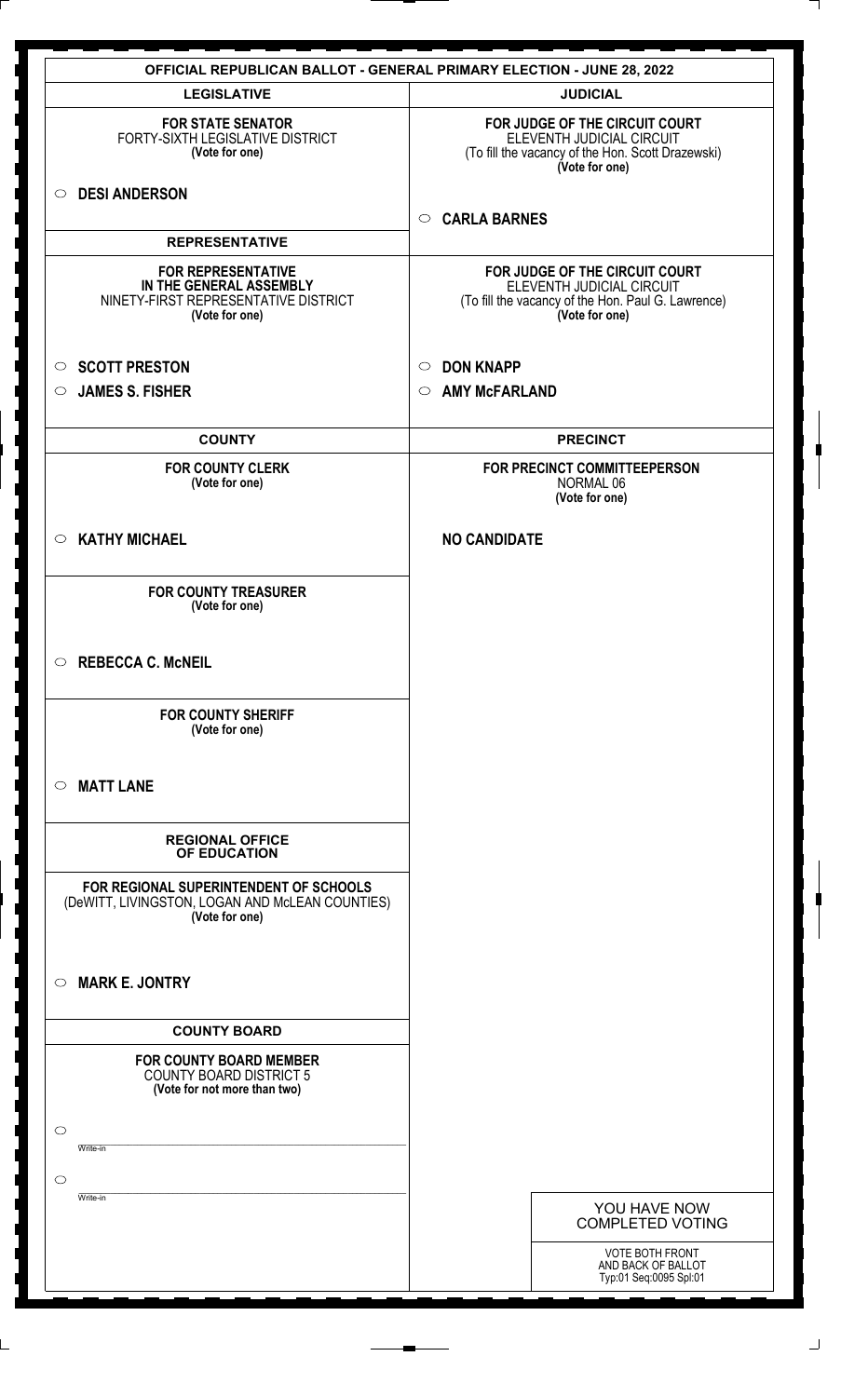# OFFICIAL REPUBLICAN BALLOT - GENERAL PRIMARY ELECTION - JUNE 28, 2022

## LEGISLATIVE

**FOR STATE SENATOR**
FORTY-SIXTH LEGISLATIVE DISTRICT
**(Vote for one)**

○ **DESI ANDERSON**

## REPRESENTATIVE

**FOR REPRESENTATIVE IN THE GENERAL ASSEMBLY**
NINETY-FIRST REPRESENTATIVE DISTRICT
**(Vote for one)**

○ **SCOTT PRESTON**
○ **JAMES S. FISHER**

## COUNTY

**FOR COUNTY CLERK**
**(Vote for one)**

○ **KATHY MICHAEL**

**FOR COUNTY TREASURER**
**(Vote for one)**

○ **REBECCA C. McNEIL**

**FOR COUNTY SHERIFF**
**(Vote for one)**

○ **MATT LANE**

## REGIONAL OFFICE OF EDUCATION

**FOR REGIONAL SUPERINTENDENT OF SCHOOLS**
(DeWITT, LIVINGSTON, LOGAN AND McLEAN COUNTIES)
**(Vote for one)**

○ **MARK E. JONTRY**

## COUNTY BOARD

**FOR COUNTY BOARD MEMBER**
COUNTY BOARD DISTRICT 5
**(Vote for not more than two)**

○ ____________ Write-in
○ ____________ Write-in

## JUDICIAL

**FOR JUDGE OF THE CIRCUIT COURT**
ELEVENTH JUDICIAL CIRCUIT
(To fill the vacancy of the Hon. Scott Drazewski)
**(Vote for one)**

○ **CARLA BARNES**

**FOR JUDGE OF THE CIRCUIT COURT**
ELEVENTH JUDICIAL CIRCUIT
(To fill the vacancy of the Hon. Paul G. Lawrence)
**(Vote for one)**

○ **DON KNAPP**
○ **AMY McFARLAND**

## PRECINCT

**FOR PRECINCT COMMITTEEPERSON**
NORMAL 06
**(Vote for one)**

**NO CANDIDATE**

YOU HAVE NOW COMPLETED VOTING

VOTE BOTH FRONT AND BACK OF BALLOT
Typ:01 Seq:0095 Spl:01